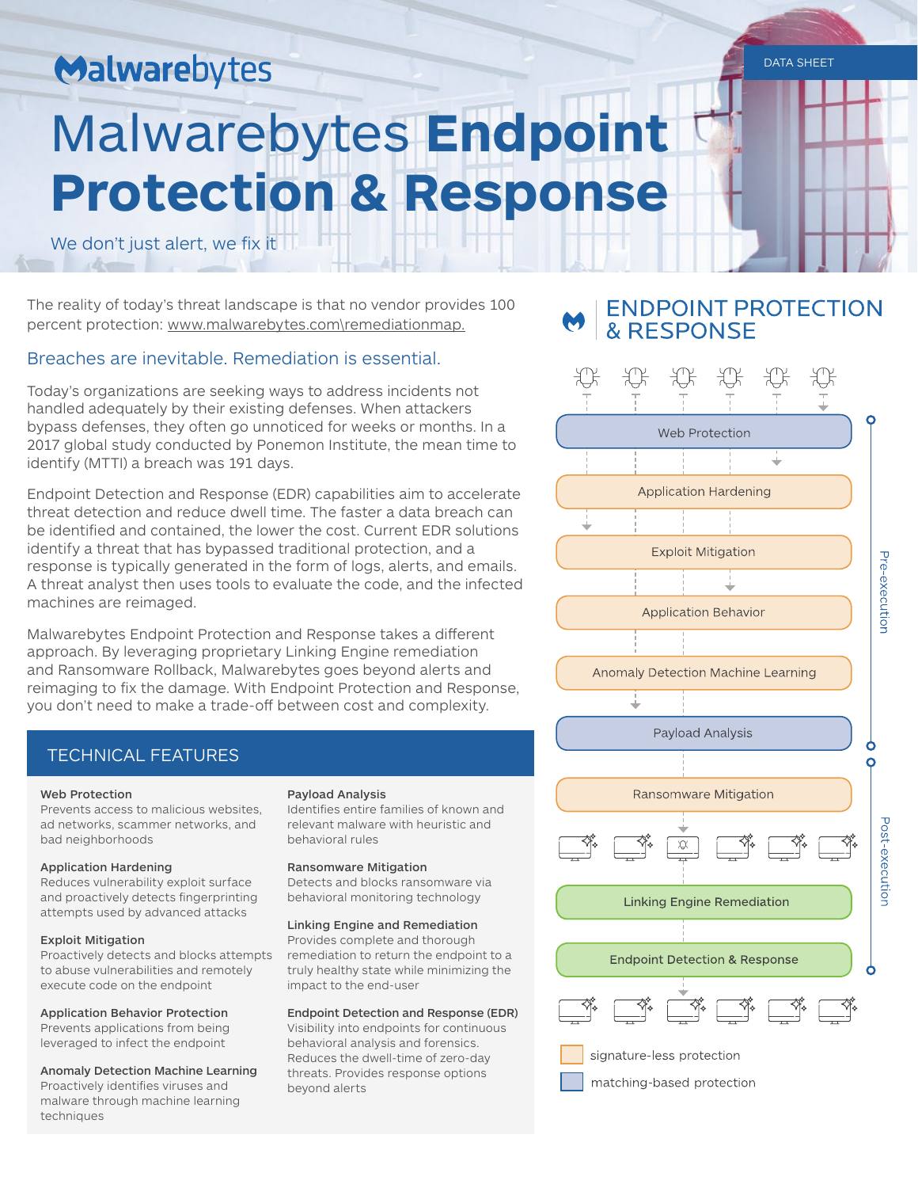Malwarebytes

DATA SHEET

# Malwarebytes **Endpoint Protection & Response**

We don't just alert, we fix it

The reality of today's threat landscape is that no vendor provides 100 percent protection: www.malwarebytes.com\remediationmap.

## Breaches are inevitable. Remediation is essential.

Today's organizations are seeking ways to address incidents not handled adequately by their existing defenses. When attackers bypass defenses, they often go unnoticed for weeks or months. In a 2017 global study conducted by Ponemon Institute, the mean time to identify (MTTI) a breach was 191 days.

Endpoint Detection and Response (EDR) capabilities aim to accelerate threat detection and reduce dwell time. The faster a data breach can be identified and contained, the lower the cost. Current EDR solutions identify a threat that has bypassed traditional protection, and a response is typically generated in the form of logs, alerts, and emails. A threat analyst then uses tools to evaluate the code, and the infected machines are reimaged.

Malwarebytes Endpoint Protection and Response takes a different approach. By leveraging proprietary Linking Engine remediation and Ransomware Rollback, Malwarebytes goes beyond alerts and reimaging to fix the damage. With Endpoint Protection and Response, you don't need to make a trade-off between cost and complexity.

## TECHNICAL FEATURES

**Web Protection**
Prevents access to malicious websites, ad networks, scammer networks, and bad neighborhoods

**Application Hardening**
Reduces vulnerability exploit surface and proactively detects fingerprinting attempts used by advanced attacks

**Exploit Mitigation**
Proactively detects and blocks attempts to abuse vulnerabilities and remotely execute code on the endpoint

**Application Behavior Protection**
Prevents applications from being leveraged to infect the endpoint

**Anomaly Detection Machine Learning**
Proactively identifies viruses and malware through machine learning techniques

**Payload Analysis**
Identifies entire families of known and relevant malware with heuristic and behavioral rules

**Ransomware Mitigation**
Detects and blocks ransomware via behavioral monitoring technology

**Linking Engine and Remediation**
Provides complete and thorough remediation to return the endpoint to a truly healthy state while minimizing the impact to the end-user

**Endpoint Detection and Response (EDR)**
Visibility into endpoints for continuous behavioral analysis and forensics. Reduces the dwell-time of zero-day threats. Provides response options beyond alerts

## ENDPOINT PROTECTION & RESPONSE

Pre-execution:
- Web Protection
- Application Hardening
- Exploit Mitigation
- Application Behavior
- Anomaly Detection Machine Learning
- Payload Analysis

Post-execution:
- Ransomware Mitigation
- Linking Engine Remediation
- Endpoint Detection & Response

signature-less protection

matching-based protection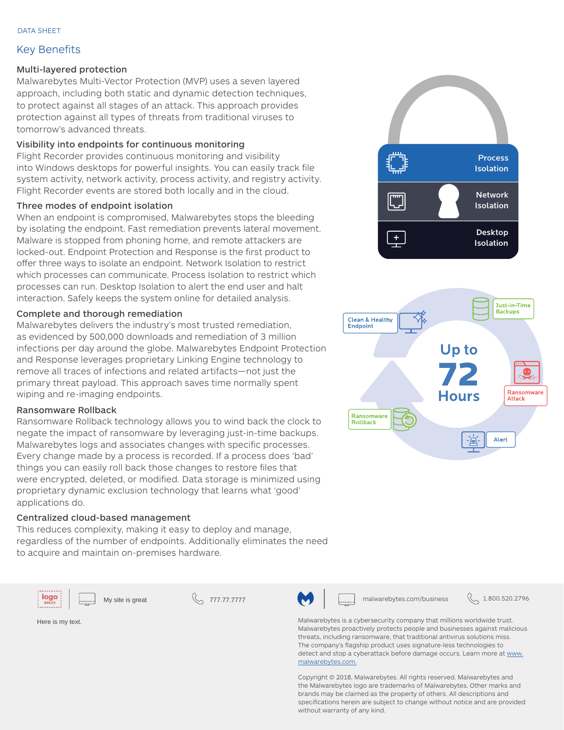DATA SHEET

## Key Benefits

### Multi-layered protection

Malwarebytes Multi-Vector Protection (MVP) uses a seven layered approach, including both static and dynamic detection techniques, to protect against all stages of an attack. This approach provides protection against all types of threats from traditional viruses to tomorrow's advanced threats.

### Visibility into endpoints for continuous monitoring

Flight Recorder provides continuous monitoring and visibility into Windows desktops for powerful insights. You can easily track file system activity, network activity, process activity, and registry activity. Flight Recorder events are stored both locally and in the cloud.

### Three modes of endpoint isolation

When an endpoint is compromised, Malwarebytes stops the bleeding by isolating the endpoint. Fast remediation prevents lateral movement. Malware is stopped from phoning home, and remote attackers are locked-out. Endpoint Protection and Response is the first product to offer three ways to isolate an endpoint. Network Isolation to restrict which processes can communicate. Process Isolation to restrict which processes can run. Desktop Isolation to alert the end user and halt interaction. Safely keeps the system online for detailed analysis.

Process Isolation

Network Isolation

Desktop Isolation

### Complete and thorough remediation

Malwarebytes delivers the industry's most trusted remediation, as evidenced by 500,000 downloads and remediation of 3 million infections per day around the globe. Malwarebytes Endpoint Protection and Response leverages proprietary Linking Engine technology to remove all traces of infections and related artifacts—not just the primary threat payload. This approach saves time normally spent wiping and re-imaging endpoints.

### Ransomware Rollback

Ransomware Rollback technology allows you to wind back the clock to negate the impact of ransomware by leveraging just-in-time backups. Malwarebytes logs and associates changes with specific processes. Every change made by a process is recorded. If a process does 'bad' things you can easily roll back those changes to restore files that were encrypted, deleted, or modified. Data storage is minimized using proprietary dynamic exclusion technology that learns what 'good' applications do.

Clean & Healthy Endpoint

Just-in-Time Backups

Up to 72 Hours

Ransomware Attack

Alert

Ransomware Rollback

### Centralized cloud-based management

This reduces complexity, making it easy to deploy and manage, regardless of the number of endpoints. Additionally eliminates the need to acquire and maintain on-premises hardware.

logo 80X70

My site is great

777.77.7777

Here is my text.

malwarebytes.com/business

1.800.520.2796

Malwarebytes is a cybersecurity company that millions worldwide trust. Malwarebytes proactively protects people and businesses against malicious threats, including ransomware, that traditional antivirus solutions miss. The company's flagship product uses signature-less technologies to detect and stop a cyberattack before damage occurs. Learn more at www.malwarebytes.com.

Copyright © 2018, Malwarebytes. All rights reserved. Malwarebytes and the Malwarebytes logo are trademarks of Malwarebytes. Other marks and brands may be claimed as the property of others. All descriptions and specifications herein are subject to change without notice and are provided without warranty of any kind.